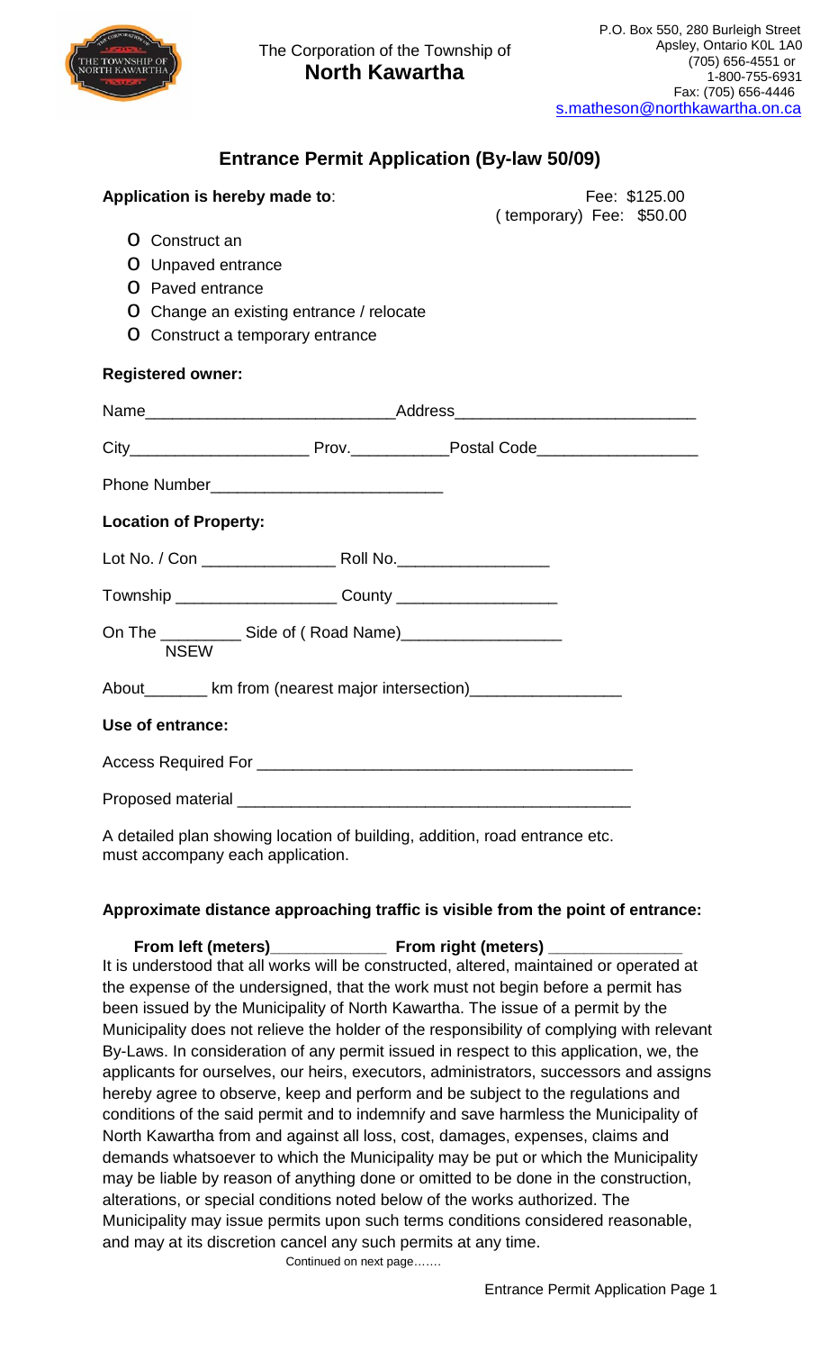The Corporation of the Township of
**North Kawartha**

P.O. Box 550, 280 Burleigh Street
Apsley, Ontario K0L 1A0
(705) 656-4551 or
1-800-755-6931
Fax: (705) 656-4446
s.matheson@northkawartha.on.ca

## Entrance Permit Application (By-law 50/09)

**Application is hereby made to**:

Fee: $125.00
(temporary) Fee: $50.00

- O Construct an
- O Unpaved entrance
- O Paved entrance
- O Change an existing entrance / relocate
- O Construct a temporary entrance

**Registered owner:**

Name___________________________Address___________________________

City____________________ Prov.___________Postal Code__________________

Phone Number__________________________

**Location of Property:**

Lot No. / Con _______________ Roll No._________________

Township __________________ County __________________

On The _________ Side of ( Road Name)_________________
NSEW

About_______ km from (nearest major intersection)________________

**Use of entrance:**

Access Required For __________________________________________

Proposed material ____________________________________________

A detailed plan showing location of building, addition, road entrance etc. must accompany each application.

**Approximate distance approaching traffic is visible from the point of entrance:**

**From left (meters)____________ From right (meters) ______________**

It is understood that all works will be constructed, altered, maintained or operated at the expense of the undersigned, that the work must not begin before a permit has been issued by the Municipality of North Kawartha. The issue of a permit by the Municipality does not relieve the holder of the responsibility of complying with relevant By-Laws. In consideration of any permit issued in respect to this application, we, the applicants for ourselves, our heirs, executors, administrators, successors and assigns hereby agree to observe, keep and perform and be subject to the regulations and conditions of the said permit and to indemnify and save harmless the Municipality of North Kawartha from and against all loss, cost, damages, expenses, claims and demands whatsoever to which the Municipality may be put or which the Municipality may be liable by reason of anything done or omitted to be done in the construction, alterations, or special conditions noted below of the works authorized. The Municipality may issue permits upon such terms conditions considered reasonable, and may at its discretion cancel any such permits at any time.

Continued on next page…….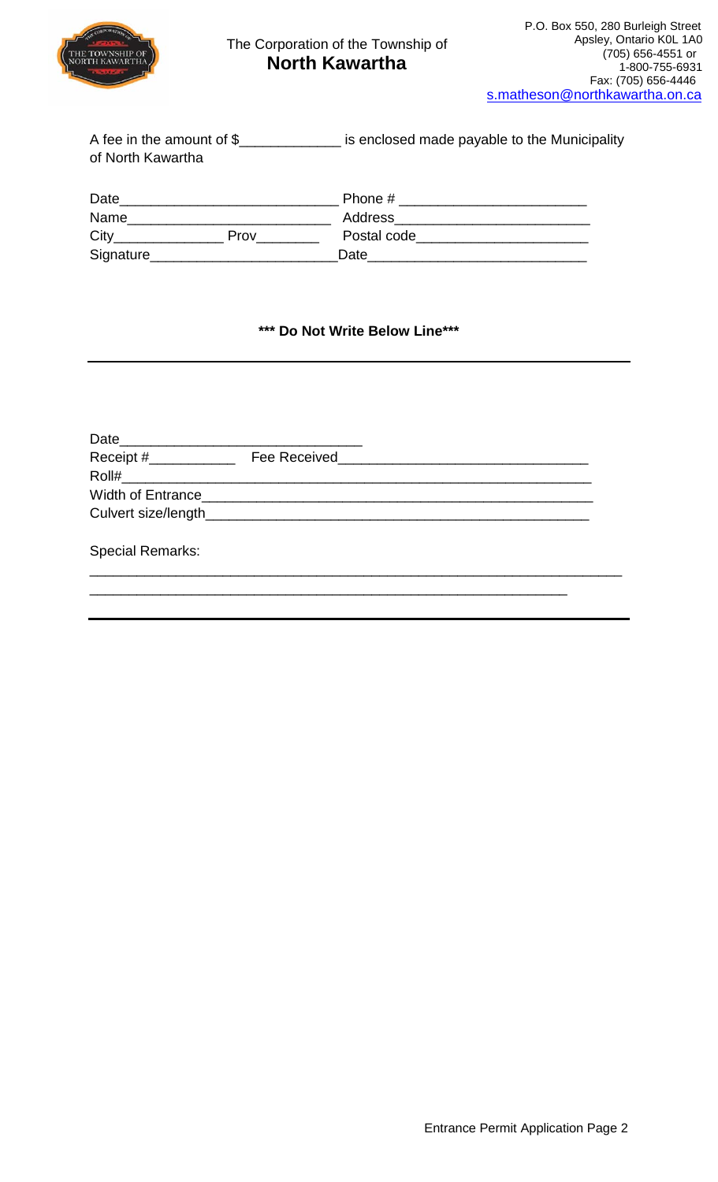The Corporation of the Township of
**North Kawartha**

P.O. Box 550, 280 Burleigh Street
Apsley, Ontario K0L 1A0
(705) 656-4551 or
1-800-755-6931
Fax: (705) 656-4446
s.matheson@northkawartha.on.ca

A fee in the amount of $_____________ is enclosed made payable to the Municipality of North Kawartha

Date____________________________ Phone # ________________________
Name__________________________ Address_________________________
City______________ Prov________ Postal code______________________
Signature________________________Date____________________________

**\*\*\* Do Not Write Below Line\*\*\***

---

Date_______________________________
Receipt #___________ Fee Received________________________________
Roll#_____________________________________________________________
Width of Entrance__________________________________________________
Culvert size/length_________________________________________________

Special Remarks:
_____________________________________________________________________
______________________________________________________________

---